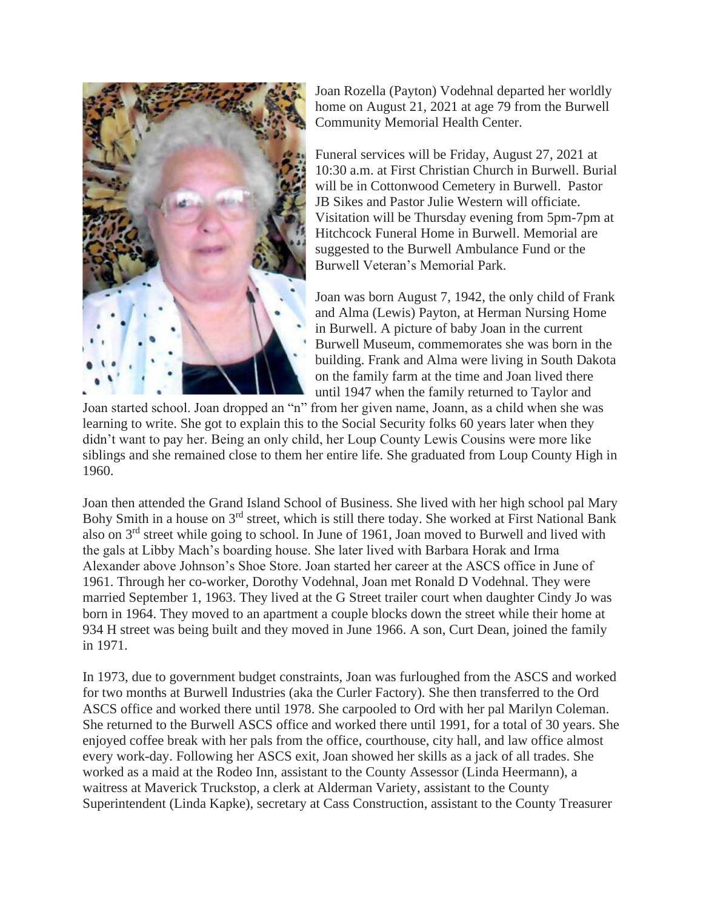Joan Rozella (Payton) Vodehnal departed her worldly home on August 21, 2021 at age 79 from the Burwell Community Memorial Health Center.

Funeral services will be Friday, August 27, 2021 at 10:30 a.m. at First Christian Church in Burwell. Burial will be in Cottonwood Cemetery in Burwell. Pastor JB Sikes and Pastor Julie Western will officiate. Visitation will be Thursday evening from 5pm-7pm at Hitchcock Funeral Home in Burwell. Memorial are suggested to the Burwell Ambulance Fund or the Burwell Veteran's Memorial Park.

Joan was born August 7, 1942, the only child of Frank and Alma (Lewis) Payton, at Herman Nursing Home in Burwell. A picture of baby Joan in the current Burwell Museum, commemorates she was born in the building. Frank and Alma were living in South Dakota on the family farm at the time and Joan lived there until 1947 when the family returned to Taylor and Joan started school. Joan dropped an "n" from her given name, Joann, as a child when she was learning to write. She got to explain this to the Social Security folks 60 years later when they didn't want to pay her. Being an only child, her Loup County Lewis Cousins were more like siblings and she remained close to them her entire life. She graduated from Loup County High in 1960.

Joan then attended the Grand Island School of Business. She lived with her high school pal Mary Bohy Smith in a house on 3rd street, which is still there today. She worked at First National Bank also on 3rd street while going to school. In June of 1961, Joan moved to Burwell and lived with the gals at Libby Mach's boarding house. She later lived with Barbara Horak and Irma Alexander above Johnson's Shoe Store. Joan started her career at the ASCS office in June of 1961. Through her co-worker, Dorothy Vodehnal, Joan met Ronald D Vodehnal. They were married September 1, 1963. They lived at the G Street trailer court when daughter Cindy Jo was born in 1964. They moved to an apartment a couple blocks down the street while their home at 934 H street was being built and they moved in June 1966. A son, Curt Dean, joined the family in 1971.

In 1973, due to government budget constraints, Joan was furloughed from the ASCS and worked for two months at Burwell Industries (aka the Curler Factory). She then transferred to the Ord ASCS office and worked there until 1978. She carpooled to Ord with her pal Marilyn Coleman. She returned to the Burwell ASCS office and worked there until 1991, for a total of 30 years. She enjoyed coffee break with her pals from the office, courthouse, city hall, and law office almost every work-day. Following her ASCS exit, Joan showed her skills as a jack of all trades. She worked as a maid at the Rodeo Inn, assistant to the County Assessor (Linda Heermann), a waitress at Maverick Truckstop, a clerk at Alderman Variety, assistant to the County Superintendent (Linda Kapke), secretary at Cass Construction, assistant to the County Treasurer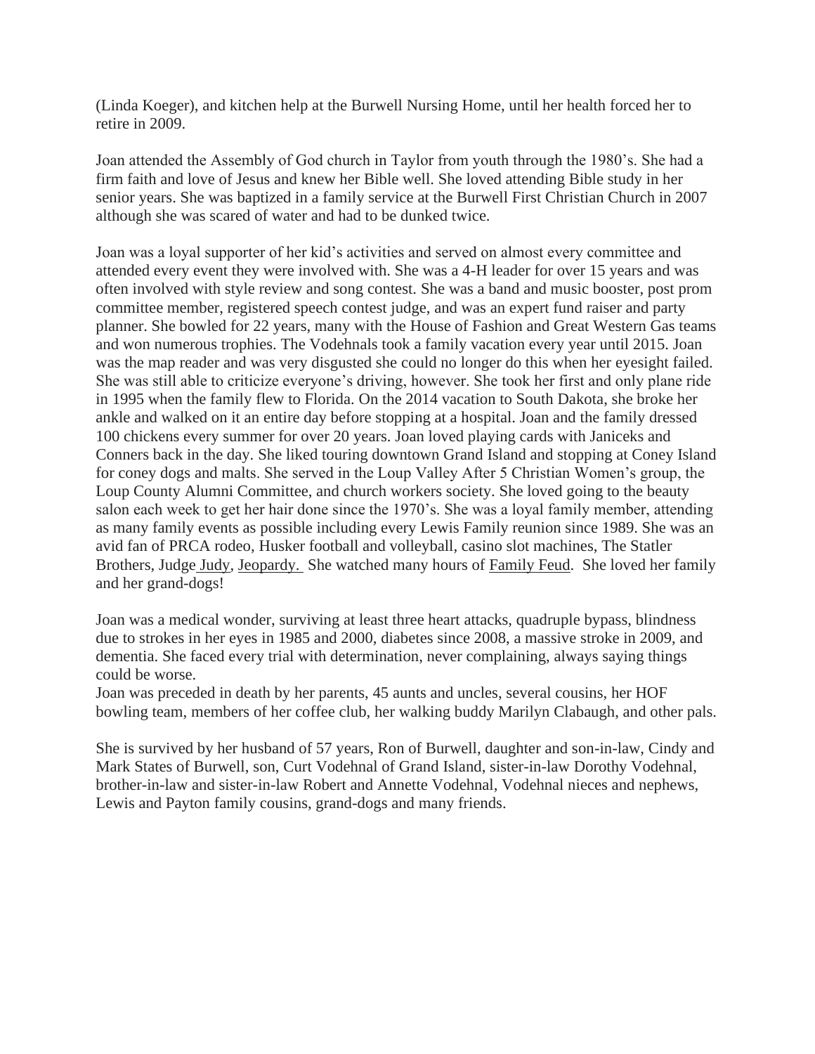(Linda Koeger), and kitchen help at the Burwell Nursing Home, until her health forced her to retire in 2009.

Joan attended the Assembly of God church in Taylor from youth through the 1980's. She had a firm faith and love of Jesus and knew her Bible well. She loved attending Bible study in her senior years. She was baptized in a family service at the Burwell First Christian Church in 2007 although she was scared of water and had to be dunked twice.

Joan was a loyal supporter of her kid's activities and served on almost every committee and attended every event they were involved with. She was a 4-H leader for over 15 years and was often involved with style review and song contest. She was a band and music booster, post prom committee member, registered speech contest judge, and was an expert fund raiser and party planner. She bowled for 22 years, many with the House of Fashion and Great Western Gas teams and won numerous trophies. The Vodehnals took a family vacation every year until 2015. Joan was the map reader and was very disgusted she could no longer do this when her eyesight failed. She was still able to criticize everyone's driving, however. She took her first and only plane ride in 1995 when the family flew to Florida. On the 2014 vacation to South Dakota, she broke her ankle and walked on it an entire day before stopping at a hospital. Joan and the family dressed 100 chickens every summer for over 20 years. Joan loved playing cards with Janiceks and Conners back in the day. She liked touring downtown Grand Island and stopping at Coney Island for coney dogs and malts. She served in the Loup Valley After 5 Christian Women's group, the Loup County Alumni Committee, and church workers society. She loved going to the beauty salon each week to get her hair done since the 1970's. She was a loyal family member, attending as many family events as possible including every Lewis Family reunion since 1989. She was an avid fan of PRCA rodeo, Husker football and volleyball, casino slot machines, The Statler Brothers, Judge Judy, Jeopardy. She watched many hours of Family Feud. She loved her family and her grand-dogs!

Joan was a medical wonder, surviving at least three heart attacks, quadruple bypass, blindness due to strokes in her eyes in 1985 and 2000, diabetes since 2008, a massive stroke in 2009, and dementia. She faced every trial with determination, never complaining, always saying things could be worse.

Joan was preceded in death by her parents, 45 aunts and uncles, several cousins, her HOF bowling team, members of her coffee club, her walking buddy Marilyn Clabaugh, and other pals.

She is survived by her husband of 57 years, Ron of Burwell, daughter and son-in-law, Cindy and Mark States of Burwell, son, Curt Vodehnal of Grand Island, sister-in-law Dorothy Vodehnal, brother-in-law and sister-in-law Robert and Annette Vodehnal, Vodehnal nieces and nephews, Lewis and Payton family cousins, grand-dogs and many friends.